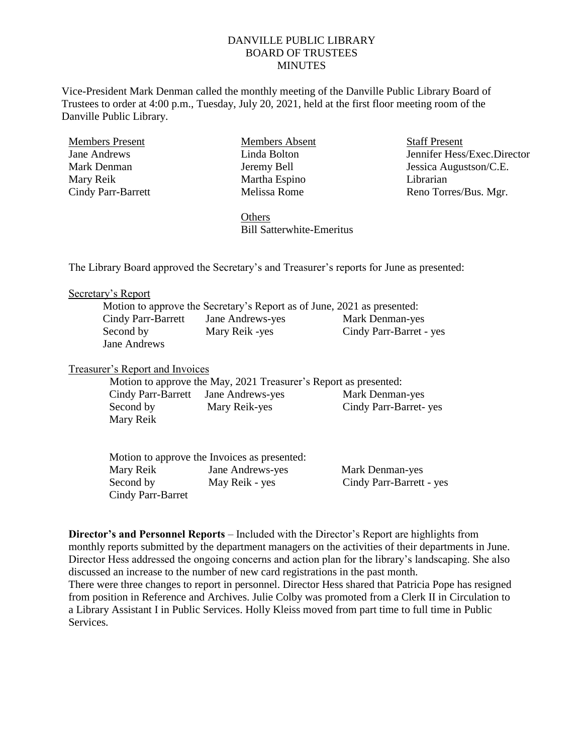# DANVILLE PUBLIC LIBRARY
## BOARD OF TRUSTEES
## MINUTES

Vice-President Mark Denman called the monthly meeting of the Danville Public Library Board of Trustees to order at 4:00 p.m., Tuesday, July 20, 2021, held at the first floor meeting room of the Danville Public Library.

| Members Present | Members Absent | Staff Present |
|---|---|---|
| Jane Andrews | Linda Bolton | Jennifer Hess/Exec.Director |
| Mark Denman | Jeremy Bell | Jessica Augustson/C.E. Librarian |
| Mary Reik | Martha Espino | Reno Torres/Bus. Mgr. |
| Cindy Parr-Barrett | Melissa Rome | |

Others
Bill Satterwhite-Emeritus

The Library Board approved the Secretary's and Treasurer's reports for June as presented:

Secretary's Report

Motion to approve the Secretary's Report as of June, 2021 as presented:

| | | |
|---|---|---|
| Cindy Parr-Barrett | Jane Andrews-yes | Mark Denman-yes |
| Second by Jane Andrews | Mary Reik -yes | Cindy Parr-Barret - yes |

Treasurer's Report and Invoices

Motion to approve the May, 2021 Treasurer's Report as presented:

| | | |
|---|---|---|
| Cindy Parr-Barrett | Jane Andrews-yes | Mark Denman-yes |
| Second by Mary Reik | Mary Reik-yes | Cindy Parr-Barret- yes |

Motion to approve the Invoices as presented:

| | | |
|---|---|---|
| Mary Reik | Jane Andrews-yes | Mark Denman-yes |
| Second by Cindy Parr-Barret | May Reik - yes | Cindy Parr-Barrett - yes |

**Director's and Personnel Reports** – Included with the Director's Report are highlights from monthly reports submitted by the department managers on the activities of their departments in June. Director Hess addressed the ongoing concerns and action plan for the library's landscaping. She also discussed an increase to the number of new card registrations in the past month.

There were three changes to report in personnel. Director Hess shared that Patricia Pope has resigned from position in Reference and Archives. Julie Colby was promoted from a Clerk II in Circulation to a Library Assistant I in Public Services. Holly Kleiss moved from part time to full time in Public Services.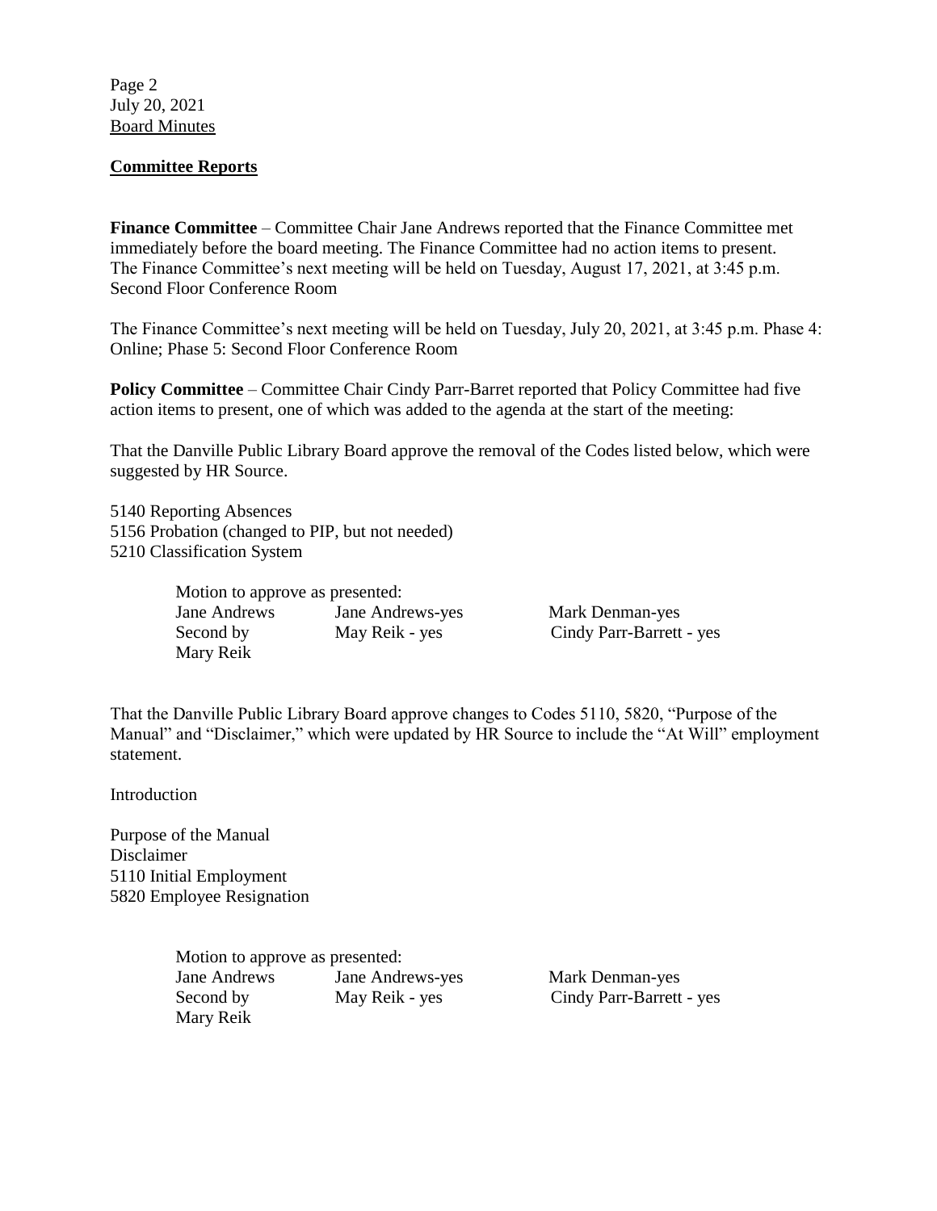## Committee Reports

**Finance Committee** – Committee Chair Jane Andrews reported that the Finance Committee met immediately before the board meeting. The Finance Committee had no action items to present. The Finance Committee's next meeting will be held on Tuesday, August 17, 2021, at 3:45 p.m. Second Floor Conference Room

The Finance Committee's next meeting will be held on Tuesday, July 20, 2021, at 3:45 p.m. Phase 4: Online; Phase 5: Second Floor Conference Room

**Policy Committee** – Committee Chair Cindy Parr-Barret reported that Policy Committee had five action items to present, one of which was added to the agenda at the start of the meeting:

That the Danville Public Library Board approve the removal of the Codes listed below, which were suggested by HR Source.

5140 Reporting Absences
5156 Probation (changed to PIP, but not needed)
5210 Classification System

| Motion to approve as presented: | | |
|---|---|---|
| Jane Andrews | Jane Andrews-yes | Mark Denman-yes |
| Second by | May Reik - yes | Cindy Parr-Barrett - yes |
| Mary Reik | | |

That the Danville Public Library Board approve changes to Codes 5110, 5820, "Purpose of the Manual" and "Disclaimer," which were updated by HR Source to include the "At Will" employment statement.

Introduction

Purpose of the Manual
Disclaimer
5110 Initial Employment
5820 Employee Resignation

| Motion to approve as presented: | | |
|---|---|---|
| Jane Andrews | Jane Andrews-yes | Mark Denman-yes |
| Second by | May Reik - yes | Cindy Parr-Barrett - yes |
| Mary Reik | | |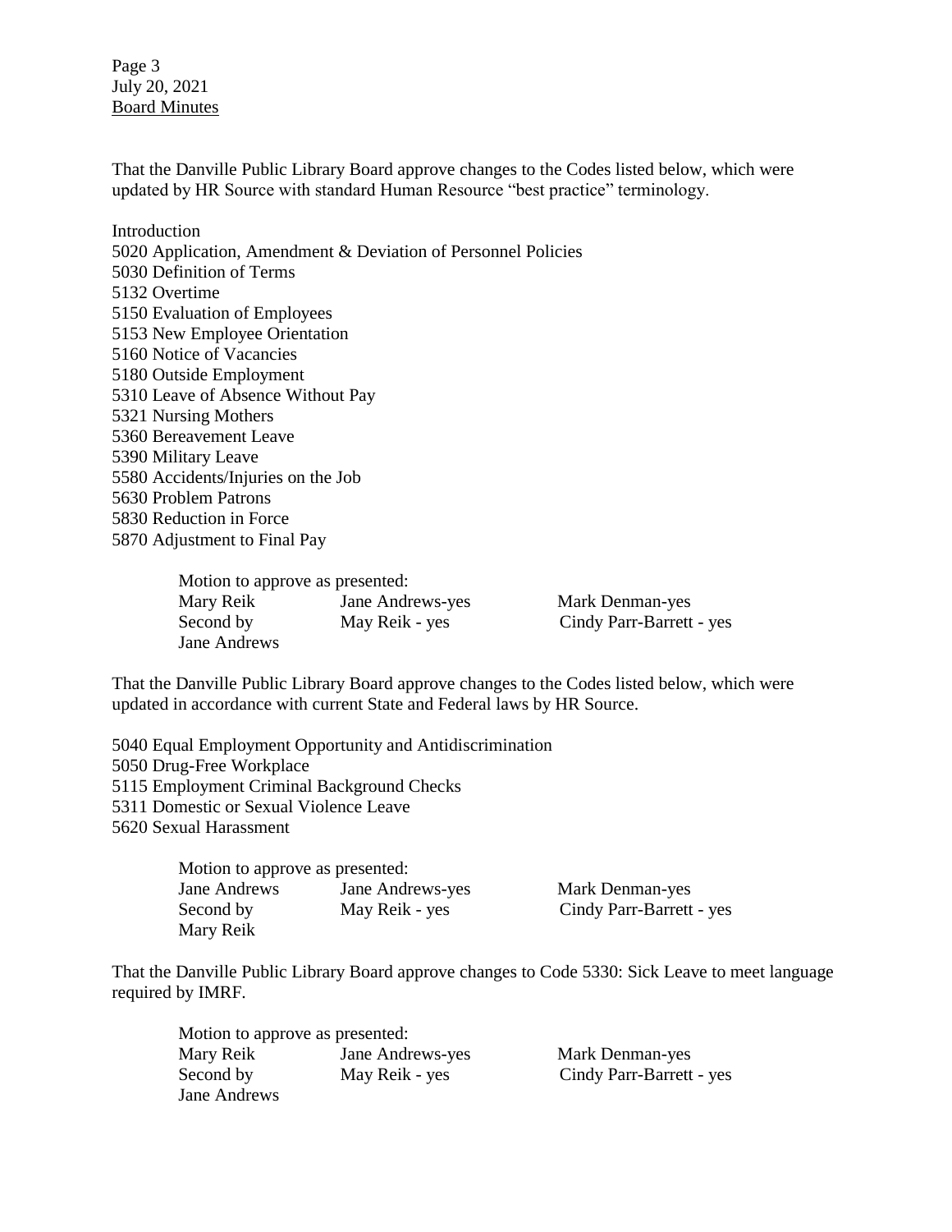That the Danville Public Library Board approve changes to the Codes listed below, which were updated by HR Source with standard Human Resource "best practice" terminology.

Introduction
5020 Application, Amendment & Deviation of Personnel Policies
5030 Definition of Terms
5132 Overtime
5150 Evaluation of Employees
5153 New Employee Orientation
5160 Notice of Vacancies
5180 Outside Employment
5310 Leave of Absence Without Pay
5321 Nursing Mothers
5360 Bereavement Leave
5390 Military Leave
5580 Accidents/Injuries on the Job
5630 Problem Patrons
5830 Reduction in Force
5870 Adjustment to Final Pay

Motion to approve as presented:

| | | |
|---|---|---|
| Mary Reik | Jane Andrews-yes | Mark Denman-yes |
| Second by | May Reik - yes | Cindy Parr-Barrett - yes |
| Jane Andrews | | |

That the Danville Public Library Board approve changes to the Codes listed below, which were updated in accordance with current State and Federal laws by HR Source.

5040 Equal Employment Opportunity and Antidiscrimination
5050 Drug-Free Workplace
5115 Employment Criminal Background Checks
5311 Domestic or Sexual Violence Leave
5620 Sexual Harassment

Motion to approve as presented:

| | | |
|---|---|---|
| Jane Andrews | Jane Andrews-yes | Mark Denman-yes |
| Second by | May Reik - yes | Cindy Parr-Barrett - yes |
| Mary Reik | | |

That the Danville Public Library Board approve changes to Code 5330: Sick Leave to meet language required by IMRF.

Motion to approve as presented:

| | | |
|---|---|---|
| Mary Reik | Jane Andrews-yes | Mark Denman-yes |
| Second by | May Reik - yes | Cindy Parr-Barrett - yes |
| Jane Andrews | | |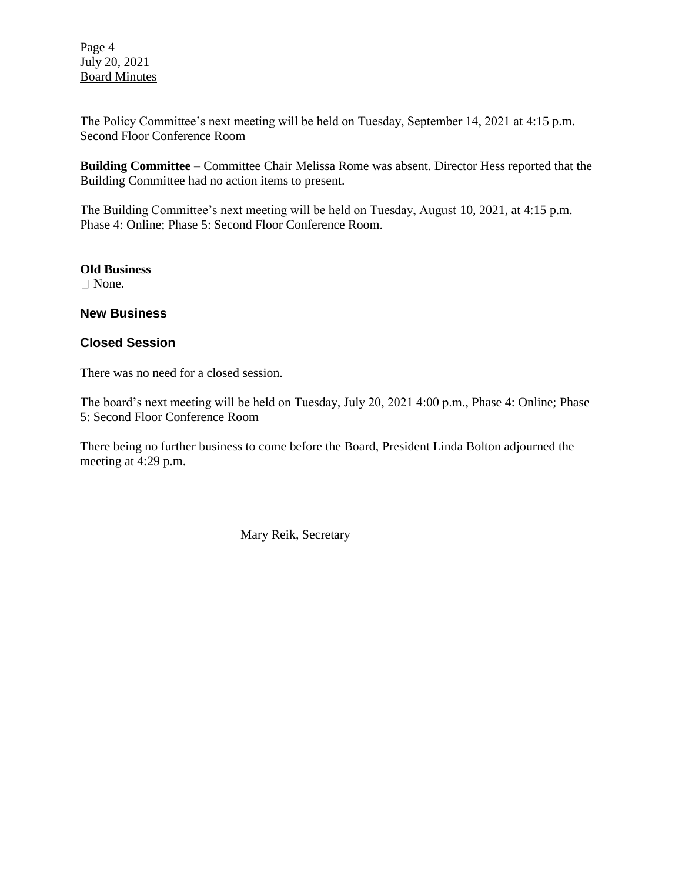The Policy Committee's next meeting will be held on Tuesday, September 14, 2021 at 4:15 p.m. Second Floor Conference Room

**Building Committee** – Committee Chair Melissa Rome was absent. Director Hess reported that the Building Committee had no action items to present.

The Building Committee's next meeting will be held on Tuesday, August 10, 2021, at 4:15 p.m. Phase 4: Online; Phase 5: Second Floor Conference Room.

**Old Business**

- None.

## New Business

## Closed Session

There was no need for a closed session.

The board's next meeting will be held on Tuesday, July 20, 2021 4:00 p.m., Phase 4: Online; Phase 5: Second Floor Conference Room

There being no further business to come before the Board, President Linda Bolton adjourned the meeting at 4:29 p.m.

Mary Reik, Secretary